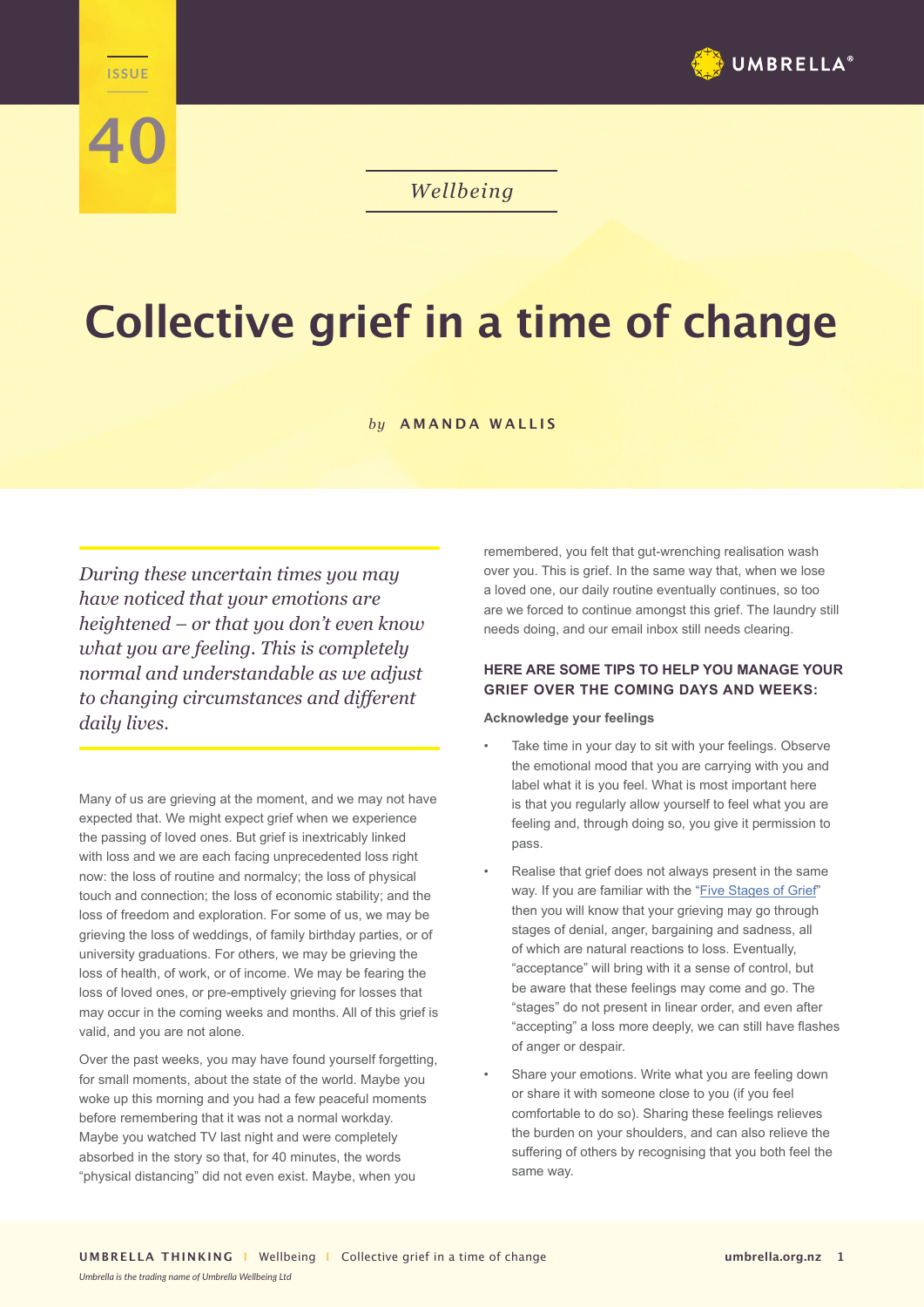Issue 40

*Wellbeing*

# Collective grief in a time of change

*by* **AMANDA WALLIS**

*During these uncertain times you may have noticed that your emotions are heightened – or that you don't even know what you are feeling. This is completely normal and understandable as we adjust to changing circumstances and different daily lives.*

Many of us are grieving at the moment, and we may not have expected that. We might expect grief when we experience the passing of loved ones. But grief is inextricably linked with loss and we are each facing unprecedented loss right now: the loss of routine and normalcy; the loss of physical touch and connection; the loss of economic stability; and the loss of freedom and exploration. For some of us, we may be grieving the loss of weddings, of family birthday parties, or of university graduations. For others, we may be grieving the loss of health, of work, or of income. We may be fearing the loss of loved ones, or pre-emptively grieving for losses that may occur in the coming weeks and months. All of this grief is valid, and you are not alone.

Over the past weeks, you may have found yourself forgetting, for small moments, about the state of the world. Maybe you woke up this morning and you had a few peaceful moments before remembering that it was not a normal workday. Maybe you watched TV last night and were completely absorbed in the story so that, for 40 minutes, the words "physical distancing" did not even exist. Maybe, when you remembered, you felt that gut-wrenching realisation wash over you. This is grief. In the same way that, when we lose a loved one, our daily routine eventually continues, so too are we forced to continue amongst this grief. The laundry still needs doing, and our email inbox still needs clearing.

## HERE ARE SOME TIPS TO HELP YOU MANAGE YOUR GRIEF OVER THE COMING DAYS AND WEEKS:

**Acknowledge your feelings**

- Take time in your day to sit with your feelings. Observe the emotional mood that you are carrying with you and label what it is you feel. What is most important here is that you regularly allow yourself to feel what you are feeling and, through doing so, you give it permission to pass.
- Realise that grief does not always present in the same way. If you are familiar with the "Five Stages of Grief" then you will know that your grieving may go through stages of denial, anger, bargaining and sadness, all of which are natural reactions to loss. Eventually, "acceptance" will bring with it a sense of control, but be aware that these feelings may come and go. The "stages" do not present in linear order, and even after "accepting" a loss more deeply, we can still have flashes of anger or despair.
- Share your emotions. Write what you are feeling down or share it with someone close to you (if you feel comfortable to do so). Sharing these feelings relieves the burden on your shoulders, and can also relieve the suffering of others by recognising that you both feel the same way.

*Umbrella is the trading name of Umbrella Wellbeing Ltd*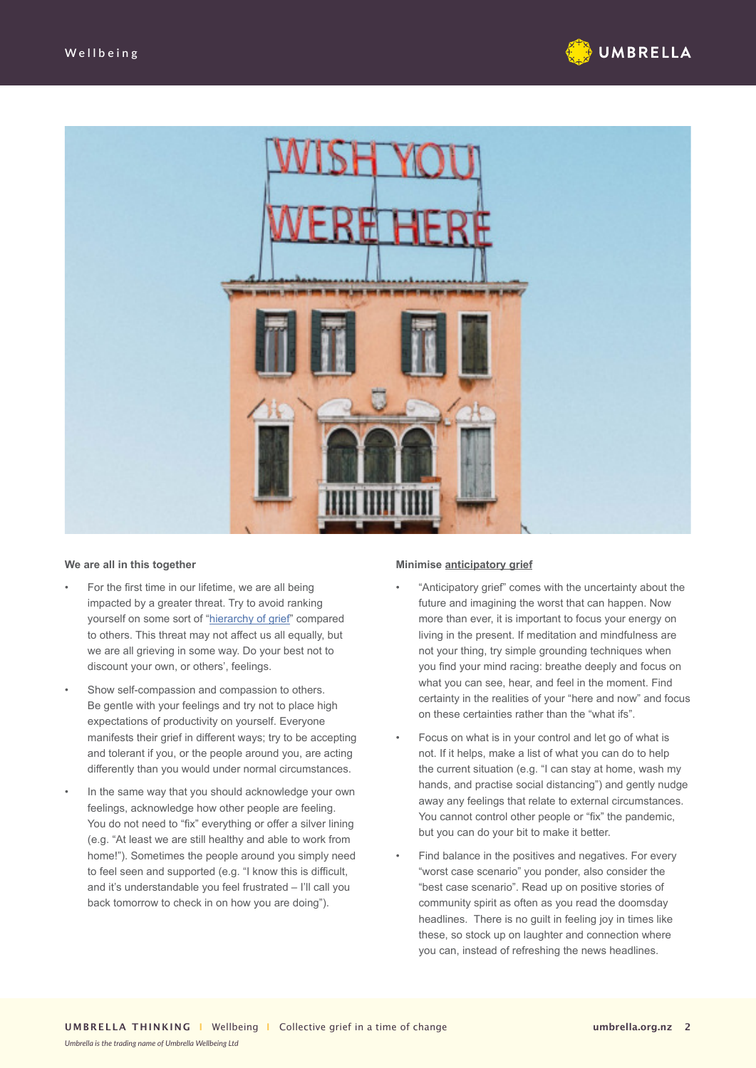### We are all in this together

- For the first time in our lifetime, we are all being impacted by a greater threat. Try to avoid ranking yourself on some sort of "hierarchy of grief" compared to others. This threat may not affect us all equally, but we are all grieving in some way. Do your best not to discount your own, or others', feelings.
- Show self-compassion and compassion to others. Be gentle with your feelings and try not to place high expectations of productivity on yourself. Everyone manifests their grief in different ways; try to be accepting and tolerant if you, or the people around you, are acting differently than you would under normal circumstances.
- In the same way that you should acknowledge your own feelings, acknowledge how other people are feeling. You do not need to "fix" everything or offer a silver lining (e.g. "At least we are still healthy and able to work from home!"). Sometimes the people around you simply need to feel seen and supported (e.g. "I know this is difficult, and it's understandable you feel frustrated – I'll call you back tomorrow to check in on how you are doing").

### Minimise anticipatory grief

- "Anticipatory grief" comes with the uncertainty about the future and imagining the worst that can happen. Now more than ever, it is important to focus your energy on living in the present. If meditation and mindfulness are not your thing, try simple grounding techniques when you find your mind racing: breathe deeply and focus on what you can see, hear, and feel in the moment. Find certainty in the realities of your "here and now" and focus on these certainties rather than the "what ifs".
- Focus on what is in your control and let go of what is not. If it helps, make a list of what you can do to help the current situation (e.g. "I can stay at home, wash my hands, and practise social distancing") and gently nudge away any feelings that relate to external circumstances. You cannot control other people or "fix" the pandemic, but you can do your bit to make it better.
- Find balance in the positives and negatives. For every "worst case scenario" you ponder, also consider the "best case scenario". Read up on positive stories of community spirit as often as you read the doomsday headlines. There is no guilt in feeling joy in times like these, so stock up on laughter and connection where you can, instead of refreshing the news headlines.